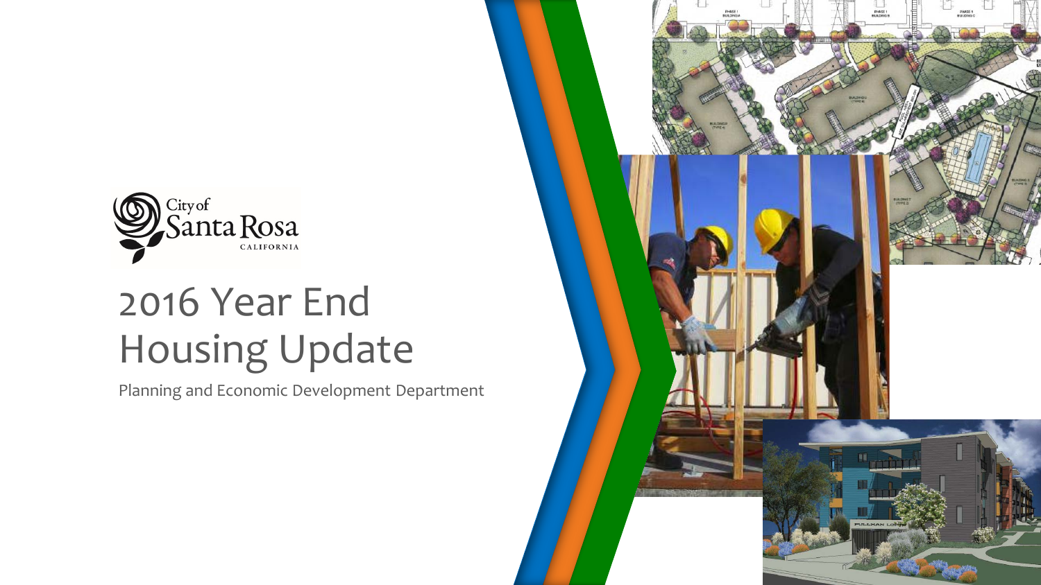City of Santa Rosa CALIFORNIA

# 2016 Year End Housing Update

Planning and Economic Development Department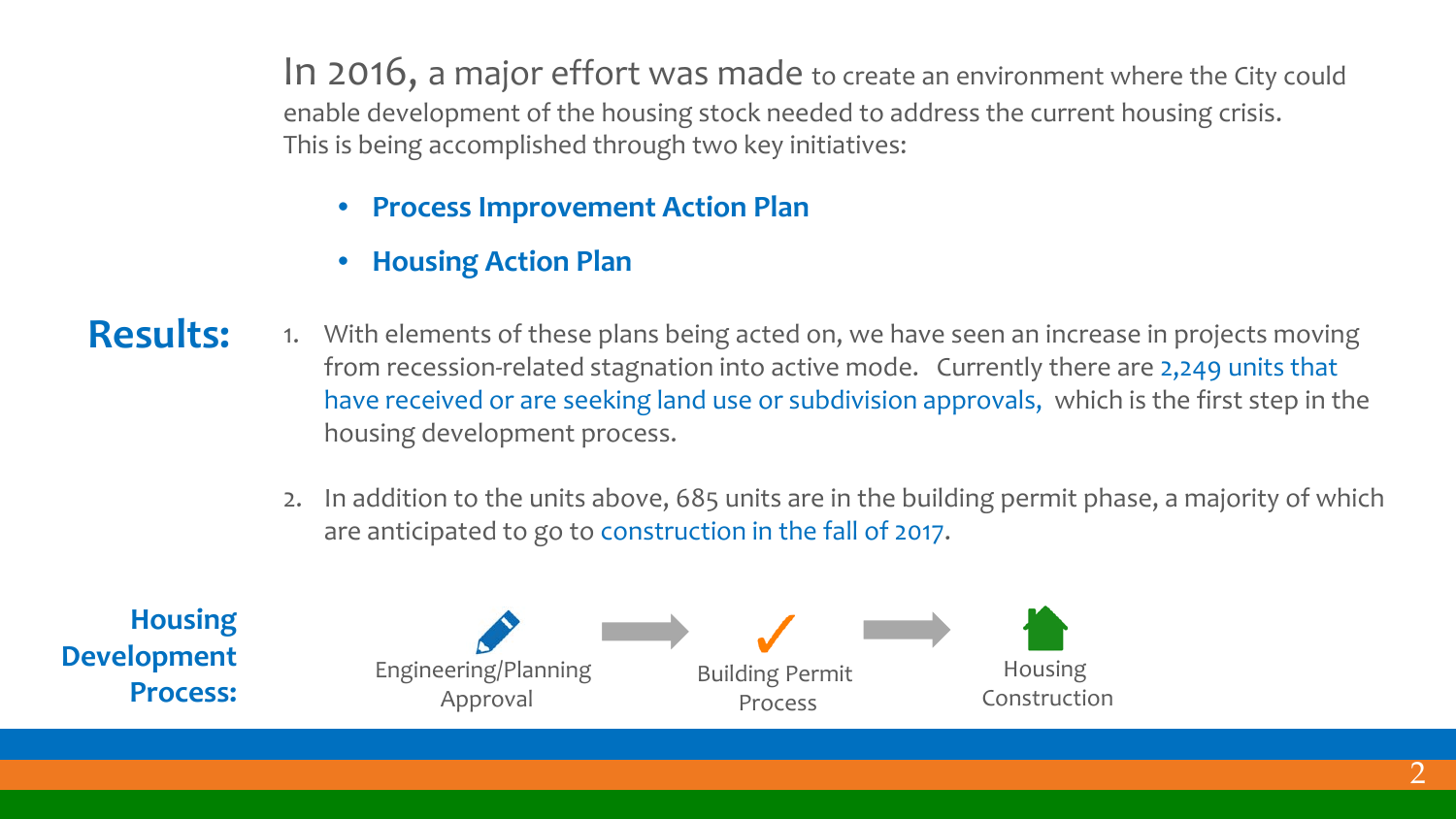In 2016, a major effort was made to create an environment where the City could enable development of the housing stock needed to address the current housing crisis. This is being accomplished through two key initiatives:

- **Process Improvement Action Plan**
- **Housing Action Plan**

## Results:

1. With elements of these plans being acted on, we have seen an increase in projects moving from recession-related stagnation into active mode. Currently there are 2,249 units that have received or are seeking land use or subdivision approvals, which is the first step in the housing development process.

2. In addition to the units above, 685 units are in the building permit phase, a majority of which are anticipated to go to construction in the fall of 2017.

**Housing Development Process:**

Engineering/Planning Approval → Building Permit Process → Housing Construction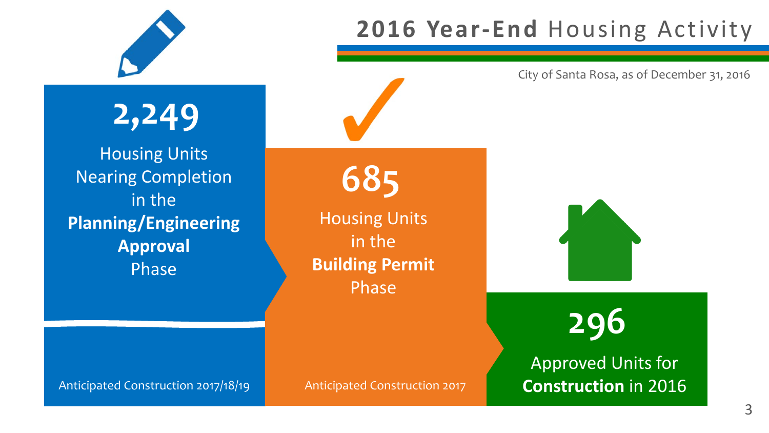# 2016 Year-End Housing Activity

City of Santa Rosa, as of December 31, 2016

**2,249**

Housing Units Nearing Completion in the **Planning/Engineering Approval** Phase

Anticipated Construction 2017/18/19

**685**

Housing Units in the **Building Permit** Phase

Anticipated Construction 2017

**296**

Approved Units for **Construction** in 2016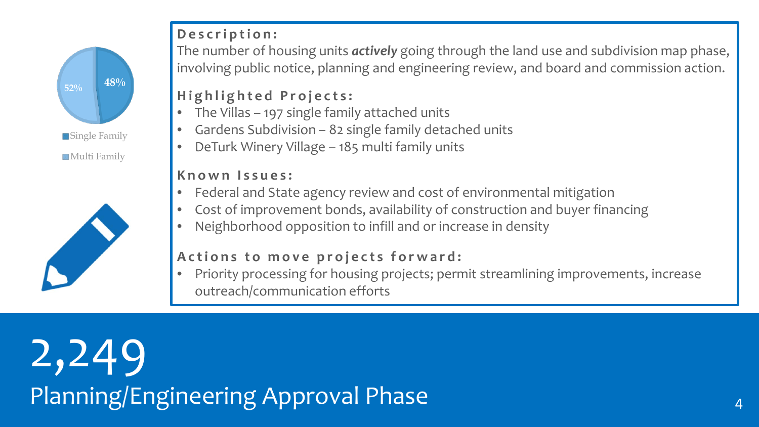# 2,249

## Planning/Engineering Approval Phase

- Single Family: 48%
- Multi Family: 52%

**Description:**

The number of housing units ***actively*** going through the land use and subdivision map phase, involving public notice, planning and engineering review, and board and commission action.

**Highlighted Projects:**

- The Villas – 197 single family attached units
- Gardens Subdivision – 82 single family detached units
- DeTurk Winery Village – 185 multi family units

**Known Issues:**

- Federal and State agency review and cost of environmental mitigation
- Cost of improvement bonds, availability of construction and buyer financing
- Neighborhood opposition to infill and or increase in density

**Actions to move projects forward:**

- Priority processing for housing projects; permit streamlining improvements, increase outreach/communication efforts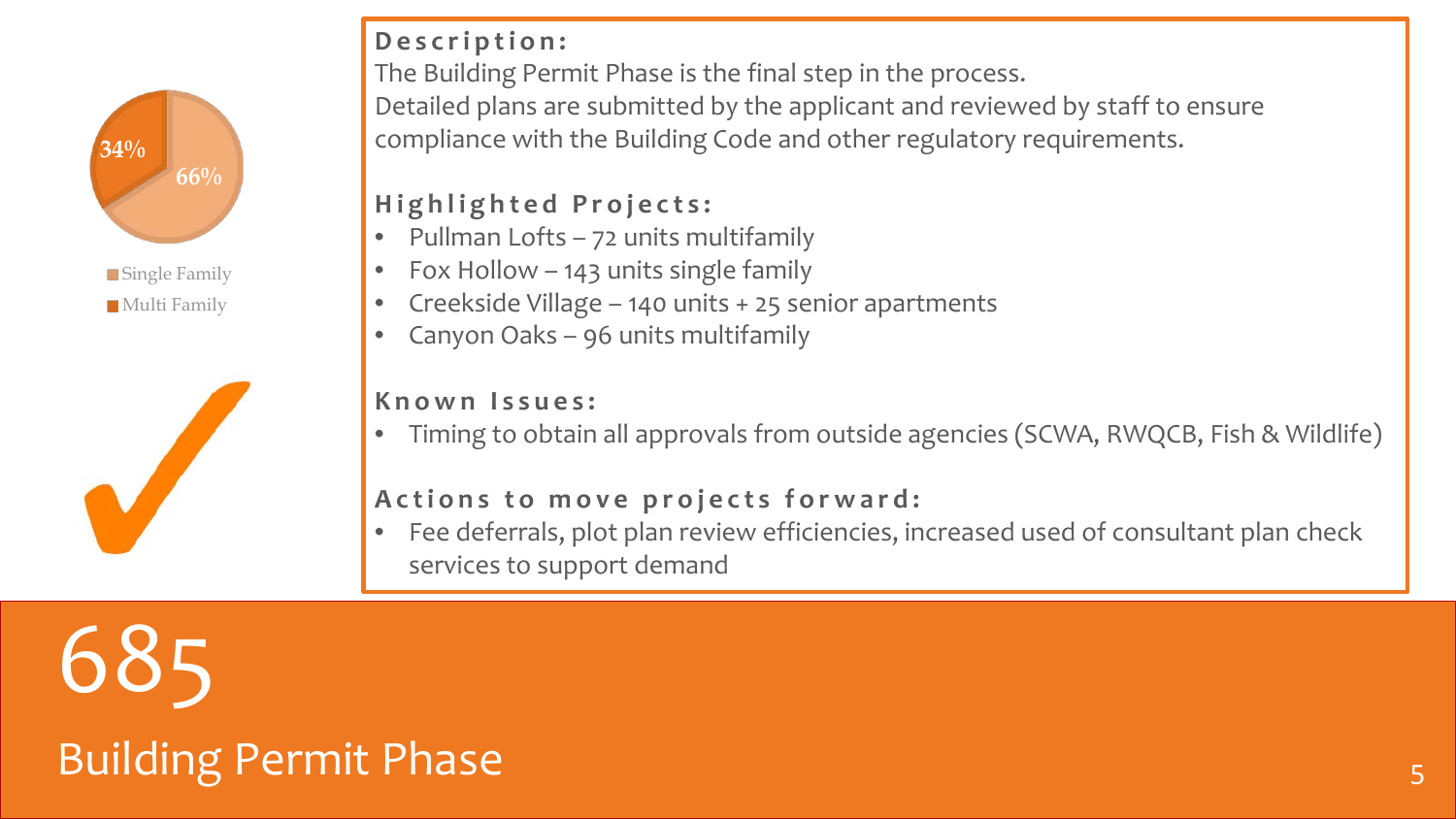34%

66%

Single Family

Multi Family

**Description:**

The Building Permit Phase is the final step in the process.
Detailed plans are submitted by the applicant and reviewed by staff to ensure compliance with the Building Code and other regulatory requirements.

**Highlighted Projects:**

- Pullman Lofts – 72 units multifamily
- Fox Hollow – 143 units single family
- Creekside Village – 140 units + 25 senior apartments
- Canyon Oaks – 96 units multifamily

**Known Issues:**

- Timing to obtain all approvals from outside agencies (SCWA, RWQCB, Fish & Wildlife)

**Actions to move projects forward:**

- Fee deferrals, plot plan review efficiencies, increased used of consultant plan check services to support demand

# 685

## Building Permit Phase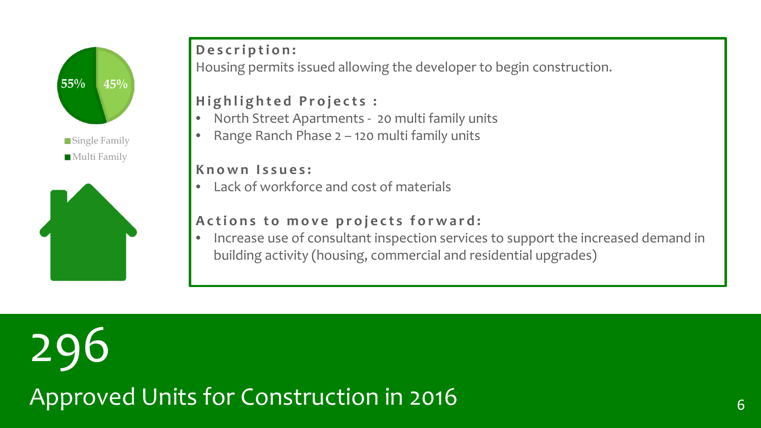55% 45%

- Single Family
- Multi Family

**Description:**

Housing permits issued allowing the developer to begin construction.

**Highlighted Projects :**

- North Street Apartments - 20 multi family units
- Range Ranch Phase 2 – 120 multi family units

**Known Issues:**

- Lack of workforce and cost of materials

**Actions to move projects forward:**

- Increase use of consultant inspection services to support the increased demand in building activity (housing, commercial and residential upgrades)

# 296

## Approved Units for Construction in 2016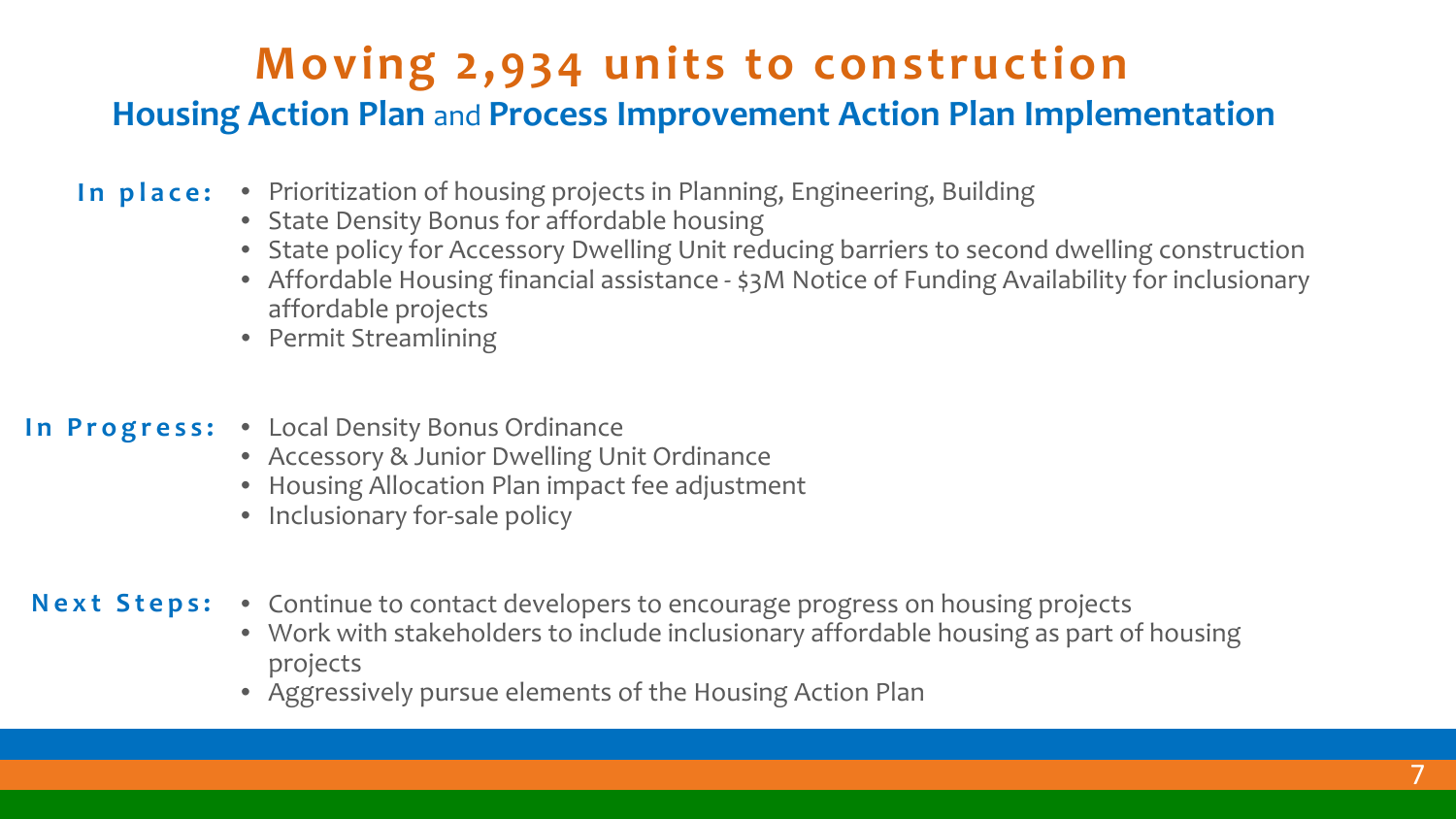# Moving 2,934 units to construction

## **Housing Action Plan** and **Process Improvement Action Plan Implementation**

**In place:**

- Prioritization of housing projects in Planning, Engineering, Building
- State Density Bonus for affordable housing
- State policy for Accessory Dwelling Unit reducing barriers to second dwelling construction
- Affordable Housing financial assistance - $3M Notice of Funding Availability for inclusionary affordable projects
- Permit Streamlining

**In Progress:**

- Local Density Bonus Ordinance
- Accessory & Junior Dwelling Unit Ordinance
- Housing Allocation Plan impact fee adjustment
- Inclusionary for-sale policy

**Next Steps:**

- Continue to contact developers to encourage progress on housing projects
- Work with stakeholders to include inclusionary affordable housing as part of housing projects
- Aggressively pursue elements of the Housing Action Plan